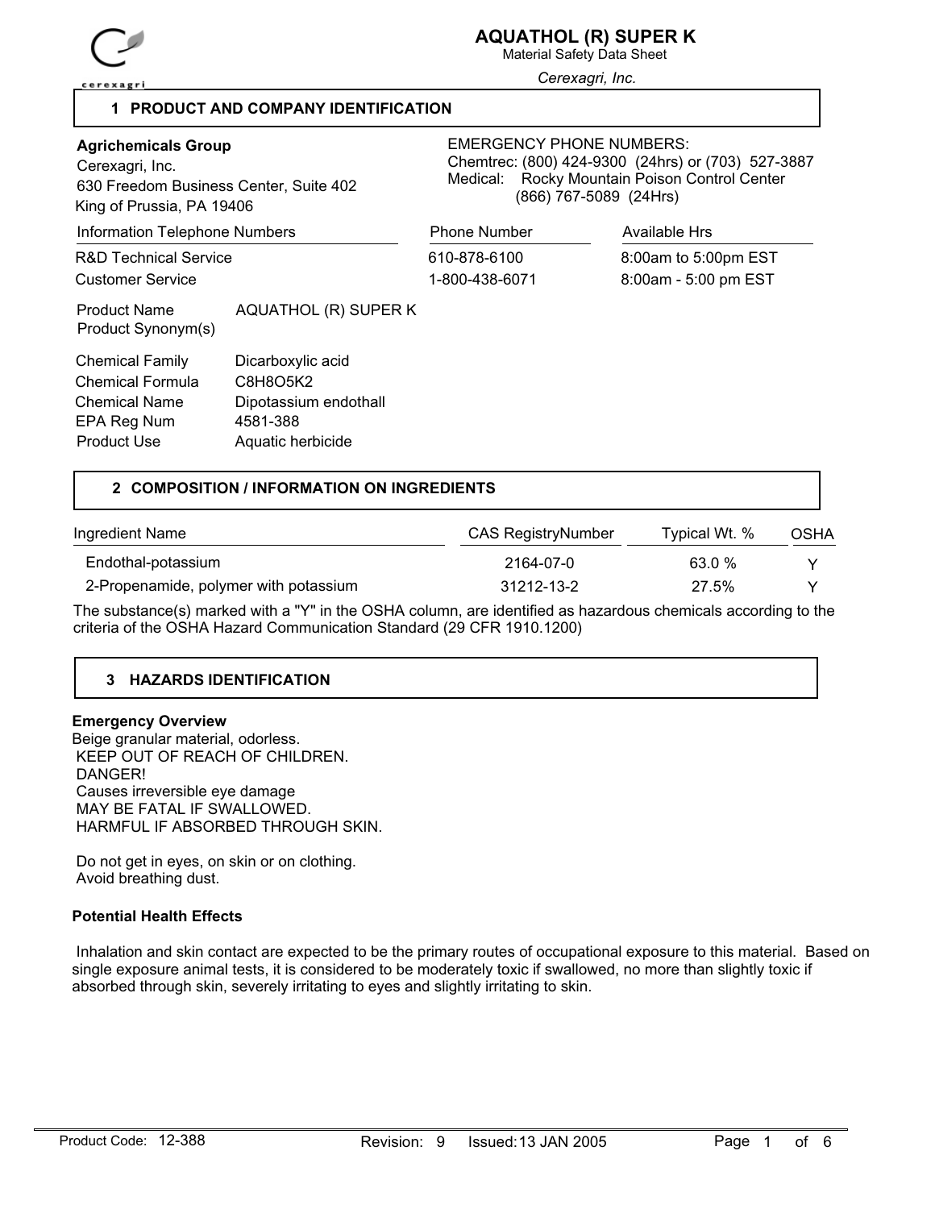# AQUATHOL (R) SUPER K

Material Safety Data Sheet

*Cerexagri, Inc.*

## 1 PRODUCT AND COMPANY IDENTIFICATION

**Agrichemicals Group**
Cerexagri, Inc.
630 Freedom Business Center, Suite 402
King of Prussia, PA 19406

EMERGENCY PHONE NUMBERS:
Chemtrec: (800) 424-9300 (24hrs) or (703) 527-3887
Medical: Rocky Mountain Poison Control Center (866) 767-5089 (24Hrs)

| Information Telephone Numbers | Phone Number | Available Hrs |
|---|---|---|
| R&D Technical Service | 610-878-6100 | 8:00am to 5:00pm EST |
| Customer Service | 1-800-438-6071 | 8:00am - 5:00 pm EST |

Product Name: AQUATHOL (R) SUPER K
Product Synonym(s):

Chemical Family: Dicarboxylic acid
Chemical Formula: C8H8O5K2
Chemical Name: Dipotassium endothall
EPA Reg Num: 4581-388
Product Use: Aquatic herbicide

## 2 COMPOSITION / INFORMATION ON INGREDIENTS

| Ingredient Name | CAS RegistryNumber | Typical Wt. % | OSHA |
|---|---|---|---|
| Endothal-potassium | 2164-07-0 | 63.0 % | Y |
| 2-Propenamide, polymer with potassium | 31212-13-2 | 27.5% | Y |

The substance(s) marked with a "Y" in the OSHA column, are identified as hazardous chemicals according to the criteria of the OSHA Hazard Communication Standard (29 CFR 1910.1200)

## 3 HAZARDS IDENTIFICATION

**Emergency Overview**

Beige granular material, odorless.
KEEP OUT OF REACH OF CHILDREN.
DANGER!
Causes irreversible eye damage
MAY BE FATAL IF SWALLOWED.
HARMFUL IF ABSORBED THROUGH SKIN.

Do not get in eyes, on skin or on clothing.
Avoid breathing dust.

**Potential Health Effects**

Inhalation and skin contact are expected to be the primary routes of occupational exposure to this material. Based on single exposure animal tests, it is considered to be moderately toxic if swallowed, no more than slightly toxic if absorbed through skin, severely irritating to eyes and slightly irritating to skin.

Product Code: 12-388 Revision: 9 Issued: 13 JAN 2005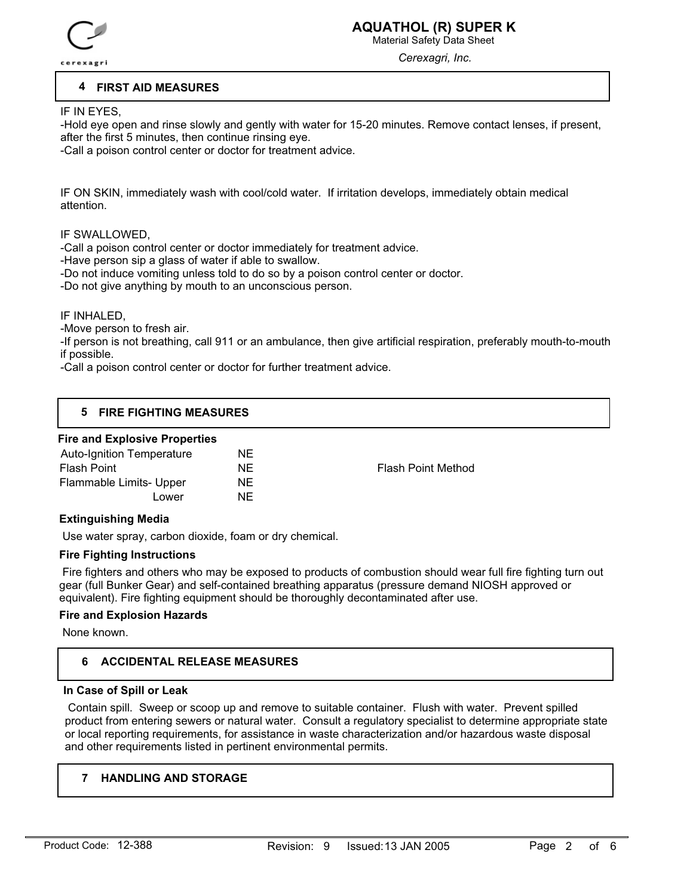## 4 FIRST AID MEASURES

IF IN EYES,

-Hold eye open and rinse slowly and gently with water for 15-20 minutes. Remove contact lenses, if present, after the first 5 minutes, then continue rinsing eye.

-Call a poison control center or doctor for treatment advice.

IF ON SKIN, immediately wash with cool/cold water. If irritation develops, immediately obtain medical attention.

IF SWALLOWED,

-Call a poison control center or doctor immediately for treatment advice.

-Have person sip a glass of water if able to swallow.

-Do not induce vomiting unless told to do so by a poison control center or doctor.

-Do not give anything by mouth to an unconscious person.

IF INHALED,

-Move person to fresh air.

-If person is not breathing, call 911 or an ambulance, then give artificial respiration, preferably mouth-to-mouth if possible.

-Call a poison control center or doctor for further treatment advice.

## 5 FIRE FIGHTING MEASURES

**Fire and Explosive Properties**

| | | |
|---|---|---|
| Auto-Ignition Temperature | NE | |
| Flash Point | NE | Flash Point Method |
| Flammable Limits- Upper | NE | |
| Lower | NE | |

**Extinguishing Media**

Use water spray, carbon dioxide, foam or dry chemical.

**Fire Fighting Instructions**

Fire fighters and others who may be exposed to products of combustion should wear full fire fighting turn out gear (full Bunker Gear) and self-contained breathing apparatus (pressure demand NIOSH approved or equivalent). Fire fighting equipment should be thoroughly decontaminated after use.

**Fire and Explosion Hazards**

None known.

## 6 ACCIDENTAL RELEASE MEASURES

**In Case of Spill or Leak**

Contain spill. Sweep or scoop up and remove to suitable container. Flush with water. Prevent spilled product from entering sewers or natural water. Consult a regulatory specialist to determine appropriate state or local reporting requirements, for assistance in waste characterization and/or hazardous waste disposal and other requirements listed in pertinent environmental permits.

## 7 HANDLING AND STORAGE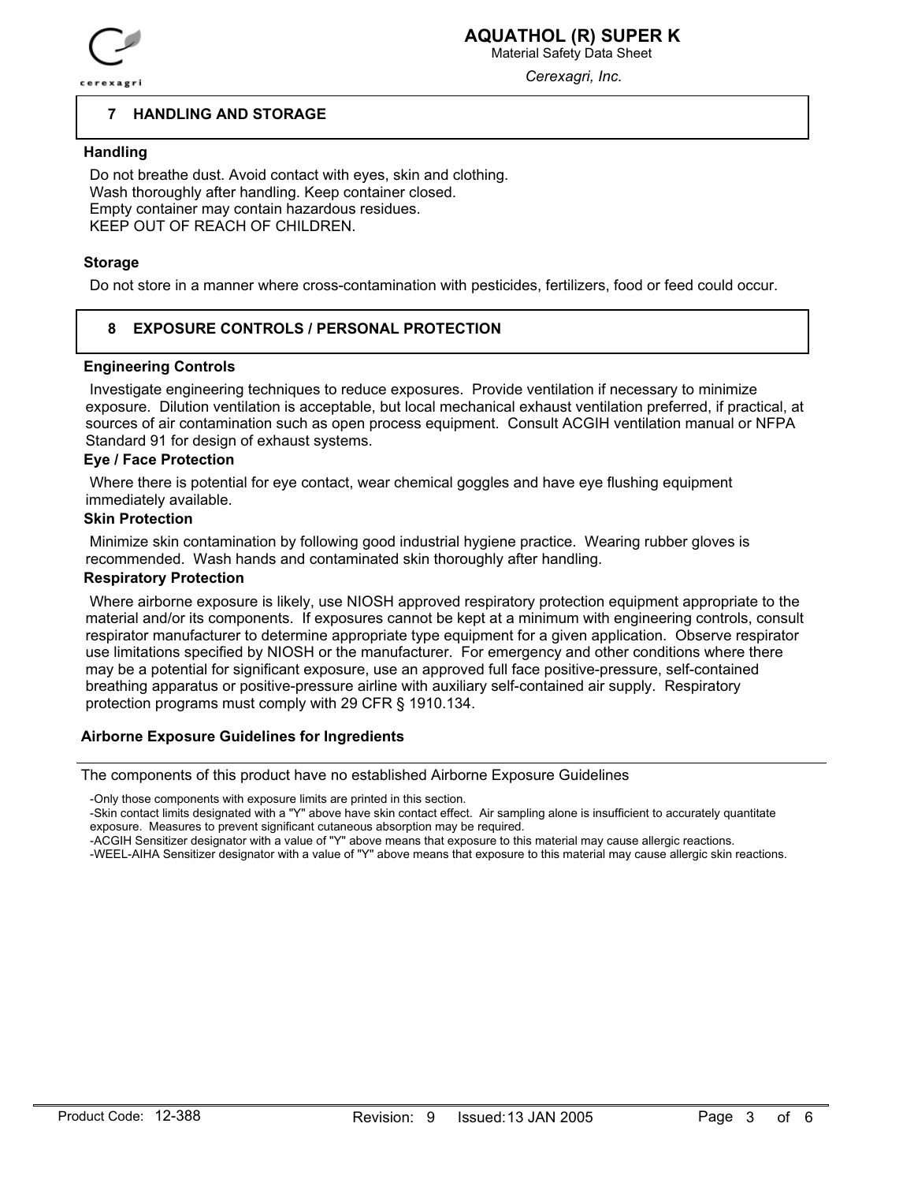## 7 HANDLING AND STORAGE

### Handling

Do not breathe dust. Avoid contact with eyes, skin and clothing.
Wash thoroughly after handling. Keep container closed.
Empty container may contain hazardous residues.
KEEP OUT OF REACH OF CHILDREN.

### Storage

Do not store in a manner where cross-contamination with pesticides, fertilizers, food or feed could occur.

## 8 EXPOSURE CONTROLS / PERSONAL PROTECTION

### Engineering Controls

Investigate engineering techniques to reduce exposures. Provide ventilation if necessary to minimize exposure. Dilution ventilation is acceptable, but local mechanical exhaust ventilation preferred, if practical, at sources of air contamination such as open process equipment. Consult ACGIH ventilation manual or NFPA Standard 91 for design of exhaust systems.

### Eye / Face Protection

Where there is potential for eye contact, wear chemical goggles and have eye flushing equipment immediately available.

### Skin Protection

Minimize skin contamination by following good industrial hygiene practice. Wearing rubber gloves is recommended. Wash hands and contaminated skin thoroughly after handling.

### Respiratory Protection

Where airborne exposure is likely, use NIOSH approved respiratory protection equipment appropriate to the material and/or its components. If exposures cannot be kept at a minimum with engineering controls, consult respirator manufacturer to determine appropriate type equipment for a given application. Observe respirator use limitations specified by NIOSH or the manufacturer. For emergency and other conditions where there may be a potential for significant exposure, use an approved full face positive-pressure, self-contained breathing apparatus or positive-pressure airline with auxiliary self-contained air supply. Respiratory protection programs must comply with 29 CFR § 1910.134.

### Airborne Exposure Guidelines for Ingredients

The components of this product have no established Airborne Exposure Guidelines

-Only those components with exposure limits are printed in this section.
-Skin contact limits designated with a "Y" above have skin contact effect. Air sampling alone is insufficient to accurately quantitate exposure. Measures to prevent significant cutaneous absorption may be required.
-ACGIH Sensitizer designator with a value of "Y" above means that exposure to this material may cause allergic reactions.
-WEEL-AIHA Sensitizer designator with a value of "Y" above means that exposure to this material may cause allergic skin reactions.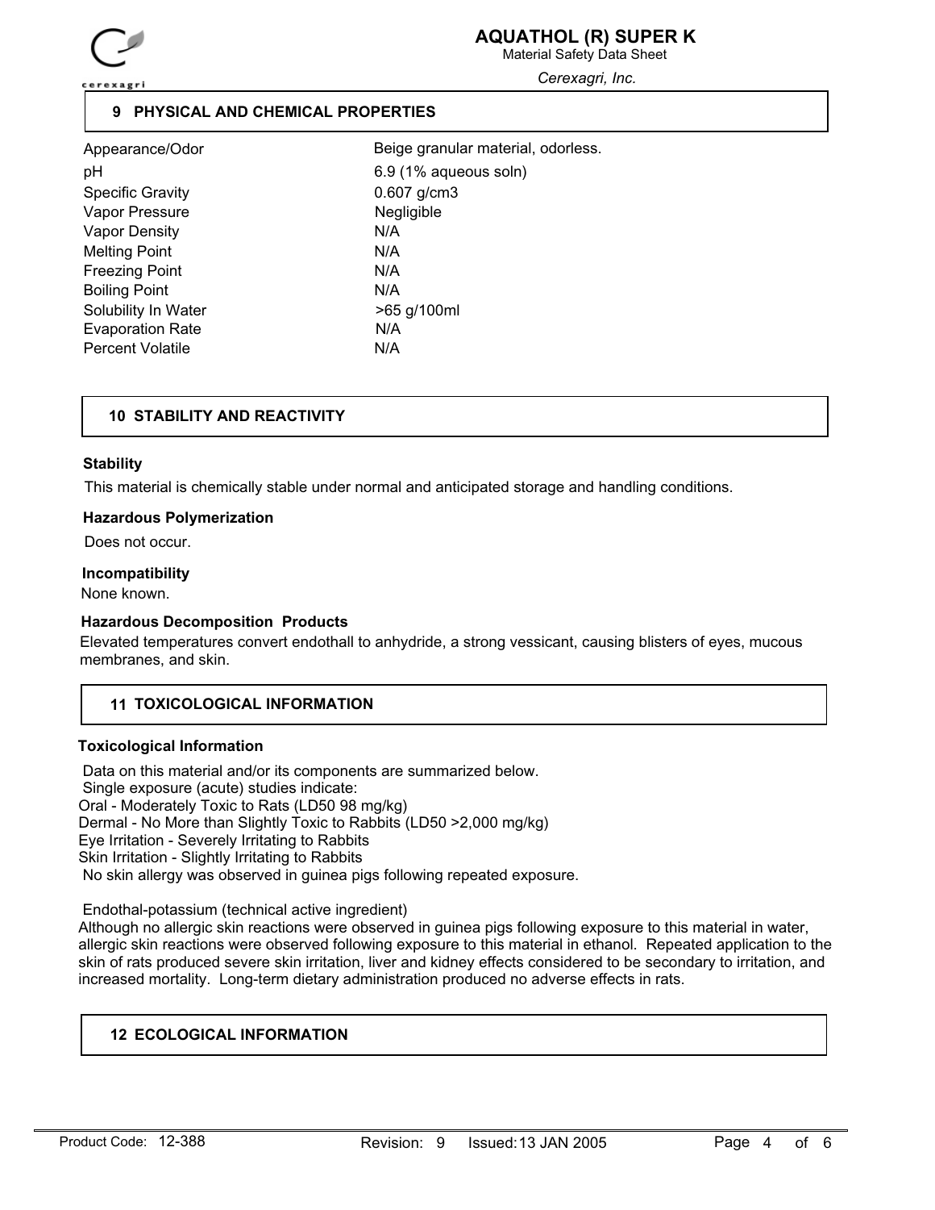## 9 PHYSICAL AND CHEMICAL PROPERTIES

| | |
|---|---|
| Appearance/Odor | Beige granular material, odorless. |
| pH | 6.9 (1% aqueous soln) |
| Specific Gravity | 0.607 g/cm3 |
| Vapor Pressure | Negligible |
| Vapor Density | N/A |
| Melting Point | N/A |
| Freezing Point | N/A |
| Boiling Point | N/A |
| Solubility In Water | >65 g/100ml |
| Evaporation Rate | N/A |
| Percent Volatile | N/A |

## 10 STABILITY AND REACTIVITY

**Stability**

This material is chemically stable under normal and anticipated storage and handling conditions.

**Hazardous Polymerization**

Does not occur.

**Incompatibility**

None known.

**Hazardous Decomposition Products**

Elevated temperatures convert endothall to anhydride, a strong vessicant, causing blisters of eyes, mucous membranes, and skin.

## 11 TOXICOLOGICAL INFORMATION

**Toxicological Information**

Data on this material and/or its components are summarized below.
Single exposure (acute) studies indicate:
Oral - Moderately Toxic to Rats (LD50 98 mg/kg)
Dermal - No More than Slightly Toxic to Rabbits (LD50 >2,000 mg/kg)
Eye Irritation - Severely Irritating to Rabbits
Skin Irritation - Slightly Irritating to Rabbits
No skin allergy was observed in guinea pigs following repeated exposure.

Endothal-potassium (technical active ingredient)
Although no allergic skin reactions were observed in guinea pigs following exposure to this material in water, allergic skin reactions were observed following exposure to this material in ethanol. Repeated application to the skin of rats produced severe skin irritation, liver and kidney effects considered to be secondary to irritation, and increased mortality. Long-term dietary administration produced no adverse effects in rats.

## 12 ECOLOGICAL INFORMATION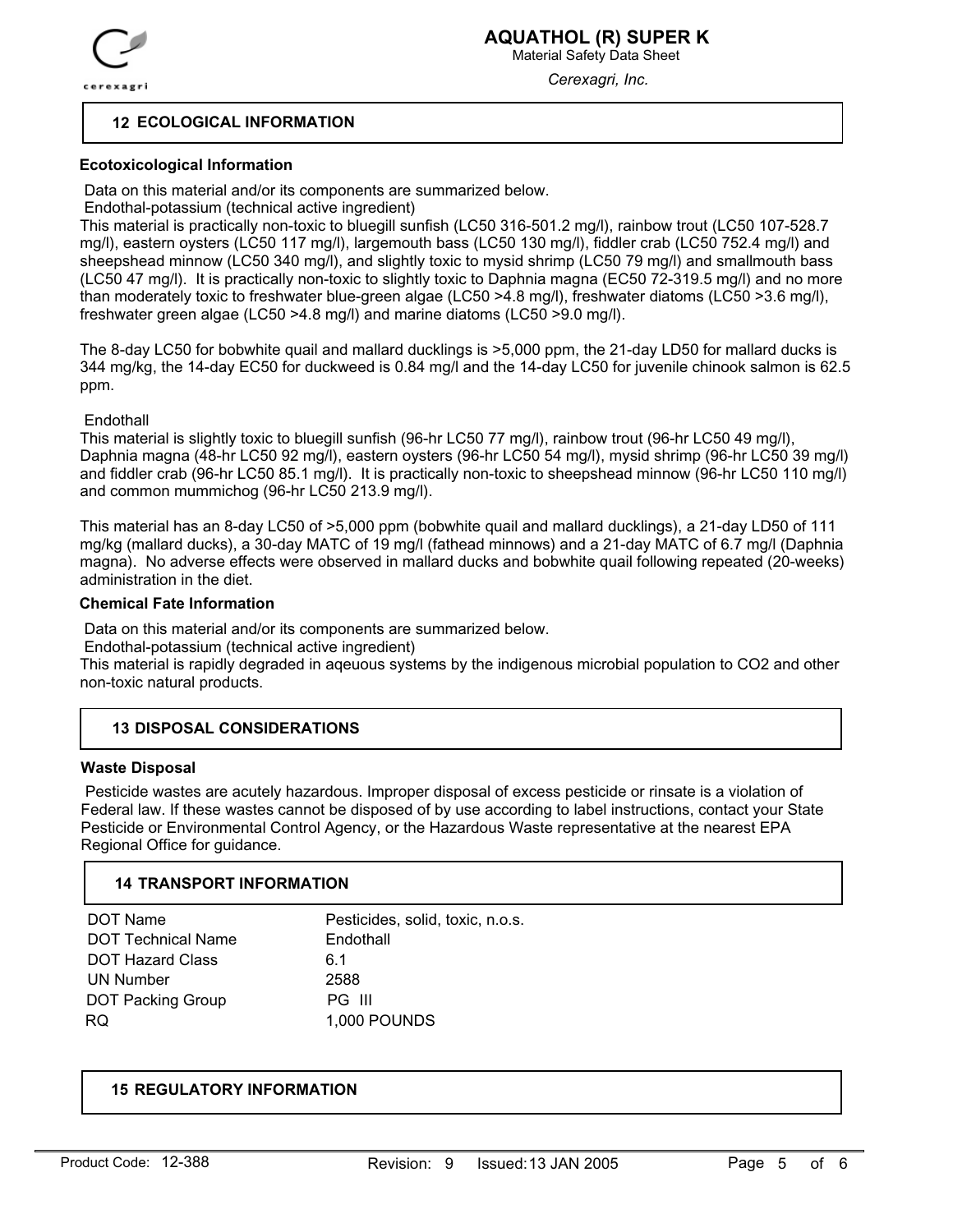## 12 ECOLOGICAL INFORMATION

### Ecotoxicological Information

Data on this material and/or its components are summarized below.
Endothal-potassium (technical active ingredient)
This material is practically non-toxic to bluegill sunfish (LC50 316-501.2 mg/l), rainbow trout (LC50 107-528.7 mg/l), eastern oysters (LC50 117 mg/l), largemouth bass (LC50 130 mg/l), fiddler crab (LC50 752.4 mg/l) and sheepshead minnow (LC50 340 mg/l), and slightly toxic to mysid shrimp (LC50 79 mg/l) and smallmouth bass (LC50 47 mg/l). It is practically non-toxic to slightly toxic to Daphnia magna (EC50 72-319.5 mg/l) and no more than moderately toxic to freshwater blue-green algae (LC50 >4.8 mg/l), freshwater diatoms (LC50 >3.6 mg/l), freshwater green algae (LC50 >4.8 mg/l) and marine diatoms (LC50 >9.0 mg/l).

The 8-day LC50 for bobwhite quail and mallard ducklings is >5,000 ppm, the 21-day LD50 for mallard ducks is 344 mg/kg, the 14-day EC50 for duckweed is 0.84 mg/l and the 14-day LC50 for juvenile chinook salmon is 62.5 ppm.

Endothall
This material is slightly toxic to bluegill sunfish (96-hr LC50 77 mg/l), rainbow trout (96-hr LC50 49 mg/l), Daphnia magna (48-hr LC50 92 mg/l), eastern oysters (96-hr LC50 54 mg/l), mysid shrimp (96-hr LC50 39 mg/l) and fiddler crab (96-hr LC50 85.1 mg/l). It is practically non-toxic to sheepshead minnow (96-hr LC50 110 mg/l) and common mummichog (96-hr LC50 213.9 mg/l).

This material has an 8-day LC50 of >5,000 ppm (bobwhite quail and mallard ducklings), a 21-day LD50 of 111 mg/kg (mallard ducks), a 30-day MATC of 19 mg/l (fathead minnows) and a 21-day MATC of 6.7 mg/l (Daphnia magna). No adverse effects were observed in mallard ducks and bobwhite quail following repeated (20-weeks) administration in the diet.

### Chemical Fate Information

Data on this material and/or its components are summarized below.
Endothal-potassium (technical active ingredient)
This material is rapidly degraded in aqeuous systems by the indigenous microbial population to $CO_2$ and other non-toxic natural products.

## 13 DISPOSAL CONSIDERATIONS

### Waste Disposal

Pesticide wastes are acutely hazardous. Improper disposal of excess pesticide or rinsate is a violation of Federal law. If these wastes cannot be disposed of by use according to label instructions, contact your State Pesticide or Environmental Control Agency, or the Hazardous Waste representative at the nearest EPA Regional Office for guidance.

## 14 TRANSPORT INFORMATION

| | |
|---|---|
| DOT Name | Pesticides, solid, toxic, n.o.s. |
| DOT Technical Name | Endothall |
| DOT Hazard Class | 6.1 |
| UN Number | 2588 |
| DOT Packing Group | PG III |
| RQ | 1,000 POUNDS |

## 15 REGULATORY INFORMATION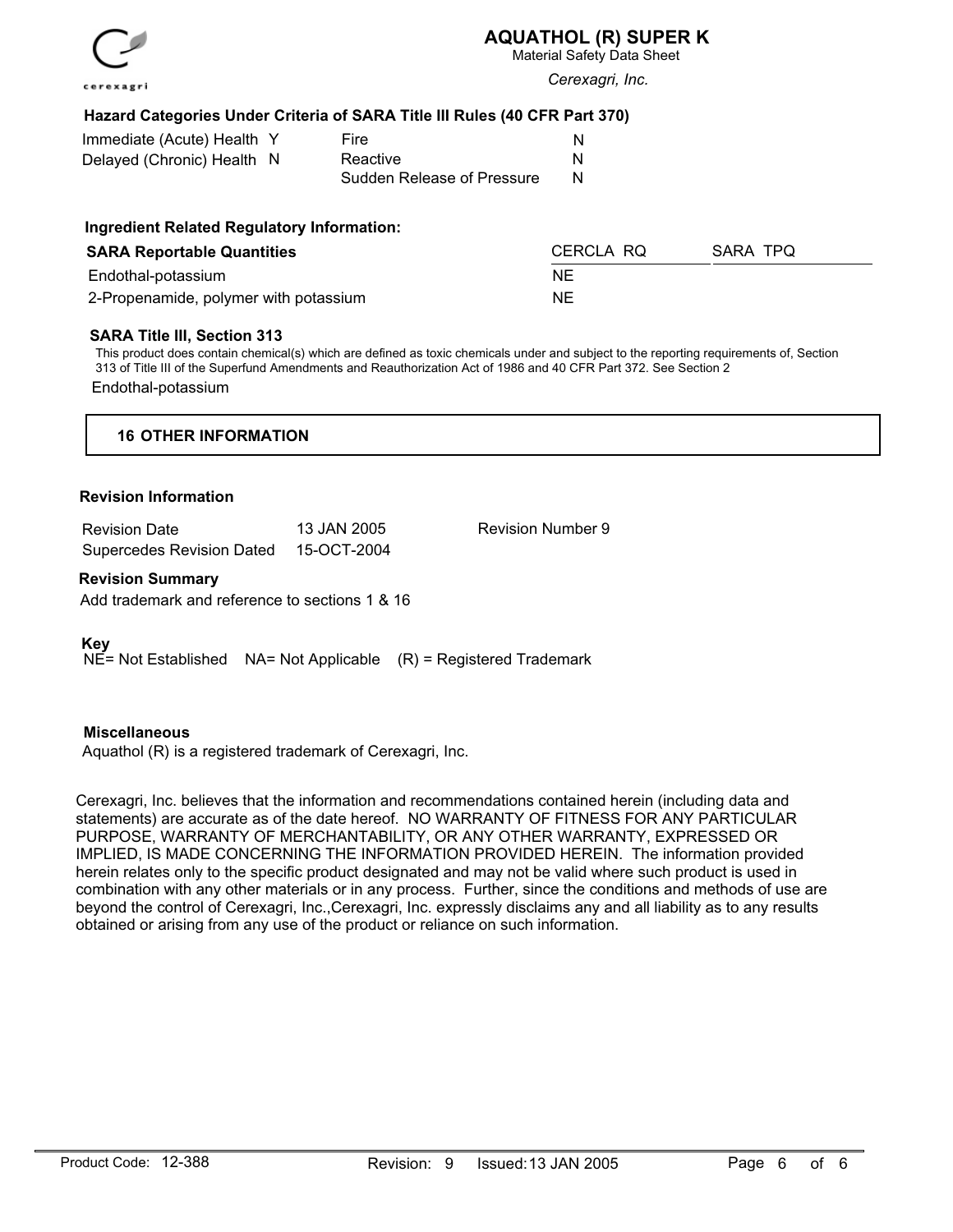### Hazard Categories Under Criteria of SARA Title III Rules (40 CFR Part 370)

| | | | |
|---|---|---|---|
| Immediate (Acute) Health | Y | Fire | N |
| Delayed (Chronic) Health | N | Reactive | N |
| | | Sudden Release of Pressure | N |

### Ingredient Related Regulatory Information:

| SARA Reportable Quantities | CERCLA RQ | SARA TPQ |
|---|---|---|
| Endothal-potassium | NE | |
| 2-Propenamide, polymer with potassium | NE | |

### SARA Title III, Section 313

This product does contain chemical(s) which are defined as toxic chemicals under and subject to the reporting requirements of, Section 313 of Title III of the Superfund Amendments and Reauthorization Act of 1986 and 40 CFR Part 372. See Section 2

Endothal-potassium

## 16 OTHER INFORMATION

### Revision Information

| | | |
|---|---|---|
| Revision Date | 13 JAN 2005 | Revision Number 9 |
| Supercedes Revision Dated | 15-OCT-2004 | |

### Revision Summary

Add trademark and reference to sections 1 & 16

### Key

NE= Not Established NA= Not Applicable (R) = Registered Trademark

### Miscellaneous

Aquathol (R) is a registered trademark of Cerexagri, Inc.

Cerexagri, Inc. believes that the information and recommendations contained herein (including data and statements) are accurate as of the date hereof. NO WARRANTY OF FITNESS FOR ANY PARTICULAR PURPOSE, WARRANTY OF MERCHANTABILITY, OR ANY OTHER WARRANTY, EXPRESSED OR IMPLIED, IS MADE CONCERNING THE INFORMATION PROVIDED HEREIN. The information provided herein relates only to the specific product designated and may not be valid where such product is used in combination with any other materials or in any process. Further, since the conditions and methods of use are beyond the control of Cerexagri, Inc.,Cerexagri, Inc. expressly disclaims any and all liability as to any results obtained or arising from any use of the product or reliance on such information.